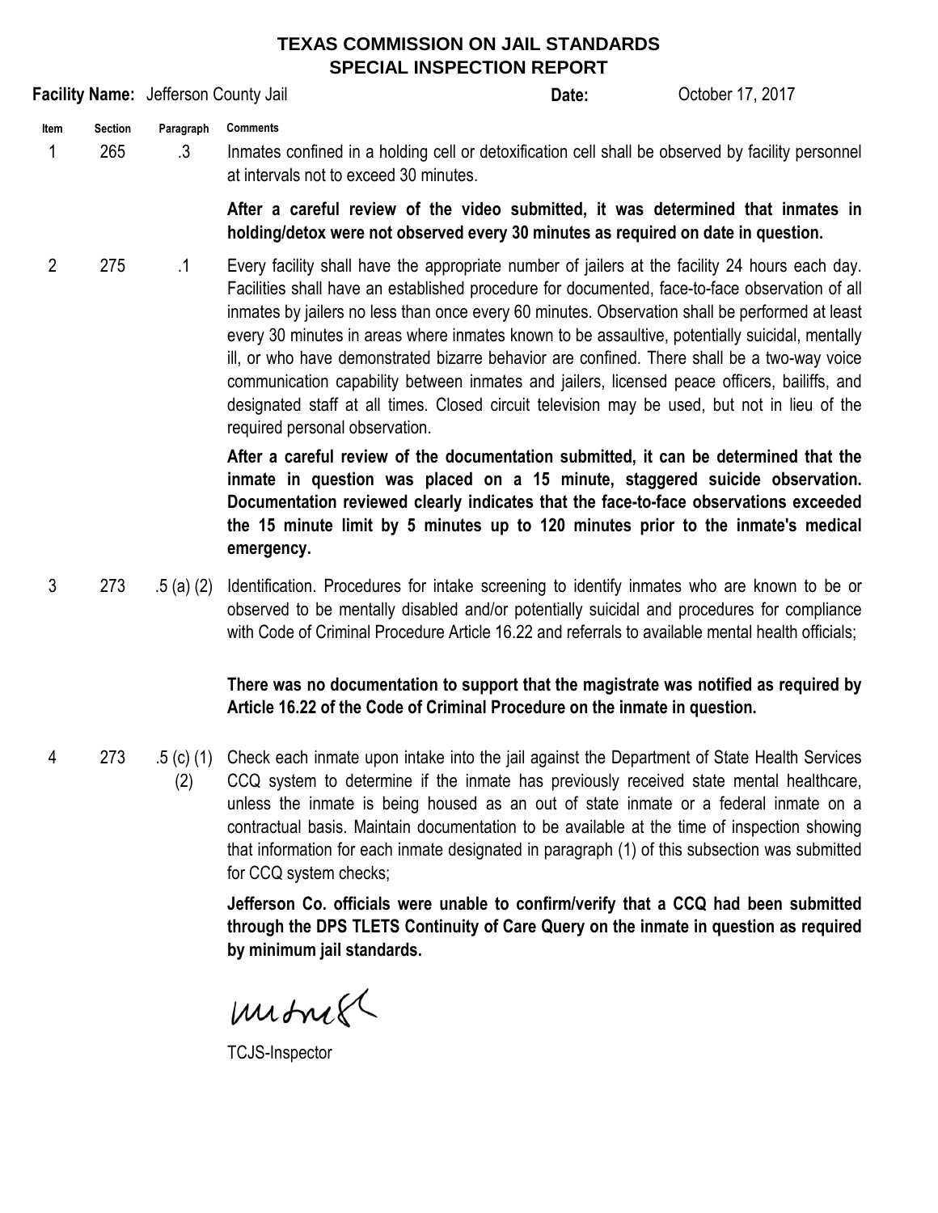# TEXAS COMMISSION ON JAIL STANDARDS
## SPECIAL INSPECTION REPORT

**Facility Name:** Jefferson County Jail **Date:** October 17, 2017

| Item | Section | Paragraph | Comments |
|---|---|---|---|
| 1 | 265 | .3 | Inmates confined in a holding cell or detoxification cell shall be observed by facility personnel at intervals not to exceed 30 minutes.<br><br>**After a careful review of the video submitted, it was determined that inmates in holding/detox were not observed every 30 minutes as required on date in question.** |
| 2 | 275 | .1 | Every facility shall have the appropriate number of jailers at the facility 24 hours each day. Facilities shall have an established procedure for documented, face-to-face observation of all inmates by jailers no less than once every 60 minutes. Observation shall be performed at least every 30 minutes in areas where inmates known to be assaultive, potentially suicidal, mentally ill, or who have demonstrated bizarre behavior are confined. There shall be a two-way voice communication capability between inmates and jailers, licensed peace officers, bailiffs, and designated staff at all times. Closed circuit television may be used, but not in lieu of the required personal observation.<br><br>**After a careful review of the documentation submitted, it can be determined that the inmate in question was placed on a 15 minute, staggered suicide observation. Documentation reviewed clearly indicates that the face-to-face observations exceeded the 15 minute limit by 5 minutes up to 120 minutes prior to the inmate's medical emergency.** |
| 3 | 273 | .5 (a) (2) | Identification. Procedures for intake screening to identify inmates who are known to be or observed to be mentally disabled and/or potentially suicidal and procedures for compliance with Code of Criminal Procedure Article 16.22 and referrals to available mental health officials;<br><br>**There was no documentation to support that the magistrate was notified as required by Article 16.22 of the Code of Criminal Procedure on the inmate in question.** |
| 4 | 273 | .5 (c) (1) (2) | Check each inmate upon intake into the jail against the Department of State Health Services CCQ system to determine if the inmate has previously received state mental healthcare, unless the inmate is being housed as an out of state inmate or a federal inmate on a contractual basis. Maintain documentation to be available at the time of inspection showing that information for each inmate designated in paragraph (1) of this subsection was submitted for CCQ system checks;<br><br>**Jefferson Co. officials were unable to confirm/verify that a CCQ had been submitted through the DPS TLETS Continuity of Care Query on the inmate in question as required by minimum jail standards.** |

TCJS-Inspector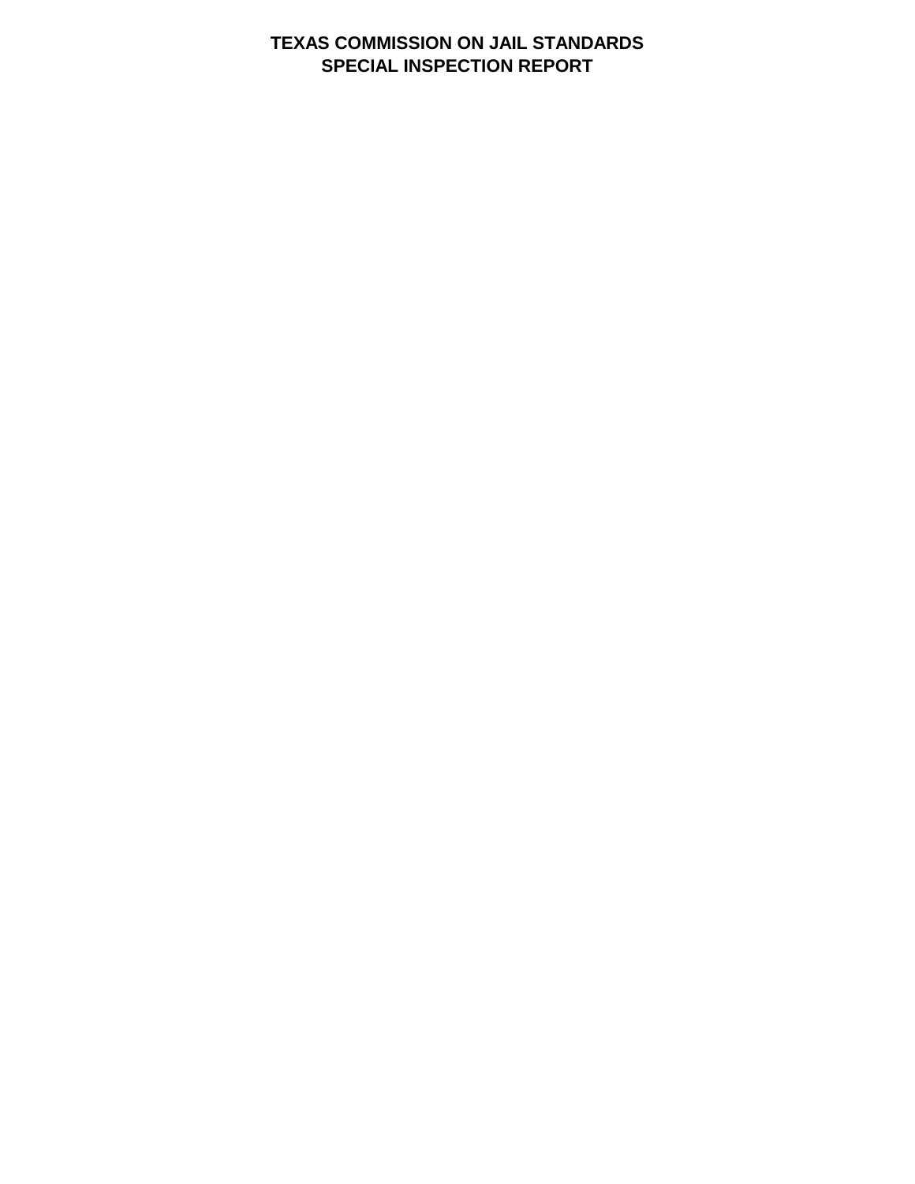**TEXAS COMMISSION ON JAIL STANDARDS**
**SPECIAL INSPECTION REPORT**